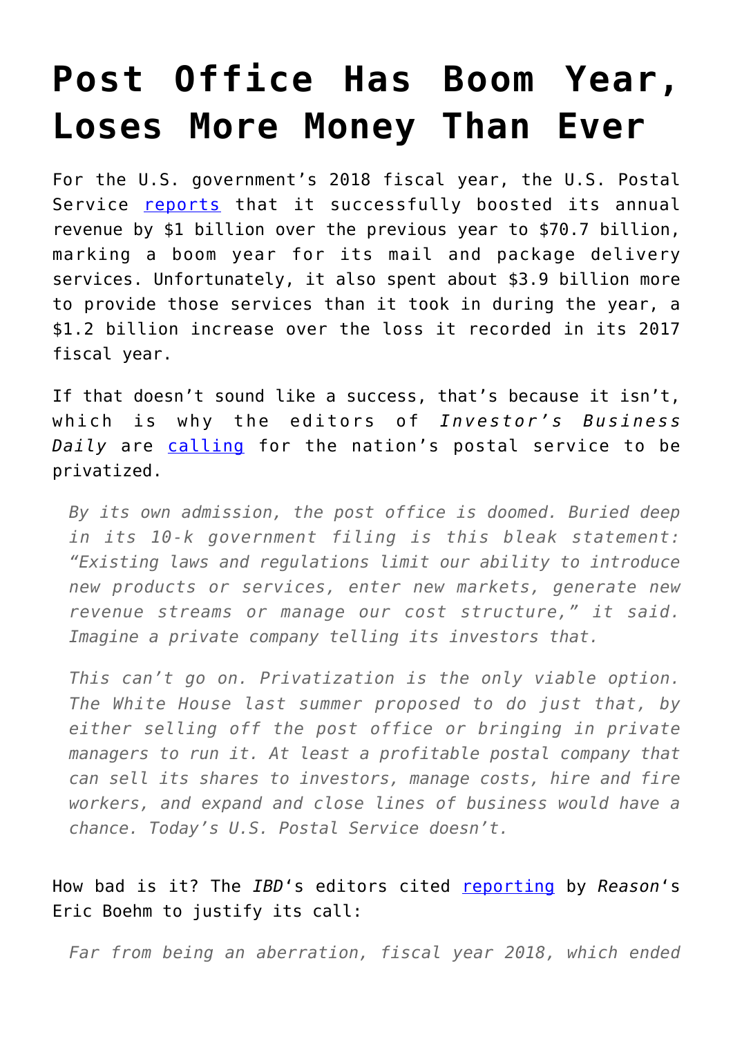# Post Office Has Boom Year, Loses More Money Than Ever

For the U.S. government's 2018 fiscal year, the U.S. Postal Service [reports](#) that it successfully boosted its annual revenue by $1 billion over the previous year to $70.7 billion, marking a boom year for its mail and package delivery services. Unfortunately, it also spent about $3.9 billion more to provide those services than it took in during the year, a $1.2 billion increase over the loss it recorded in its 2017 fiscal year.

If that doesn't sound like a success, that's because it isn't, which is why the editors of *Investor's Business Daily* are [calling](#) for the nation's postal service to be privatized.

> *By its own admission, the post office is doomed. Buried deep in its 10-k government filing is this bleak statement: "Existing laws and regulations limit our ability to introduce new products or services, enter new markets, generate new revenue streams or manage our cost structure," it said. Imagine a private company telling its investors that.*
>
> *This can't go on. Privatization is the only viable option. The White House last summer proposed to do just that, by either selling off the post office or bringing in private managers to run it. At least a profitable postal company that can sell its shares to investors, manage costs, hire and fire workers, and expand and close lines of business would have a chance. Today's U.S. Postal Service doesn't.*

How bad is it? The *IBD*'s editors cited [reporting](#) by *Reason*'s Eric Boehm to justify its call:

> *Far from being an aberration, fiscal year 2018, which ended*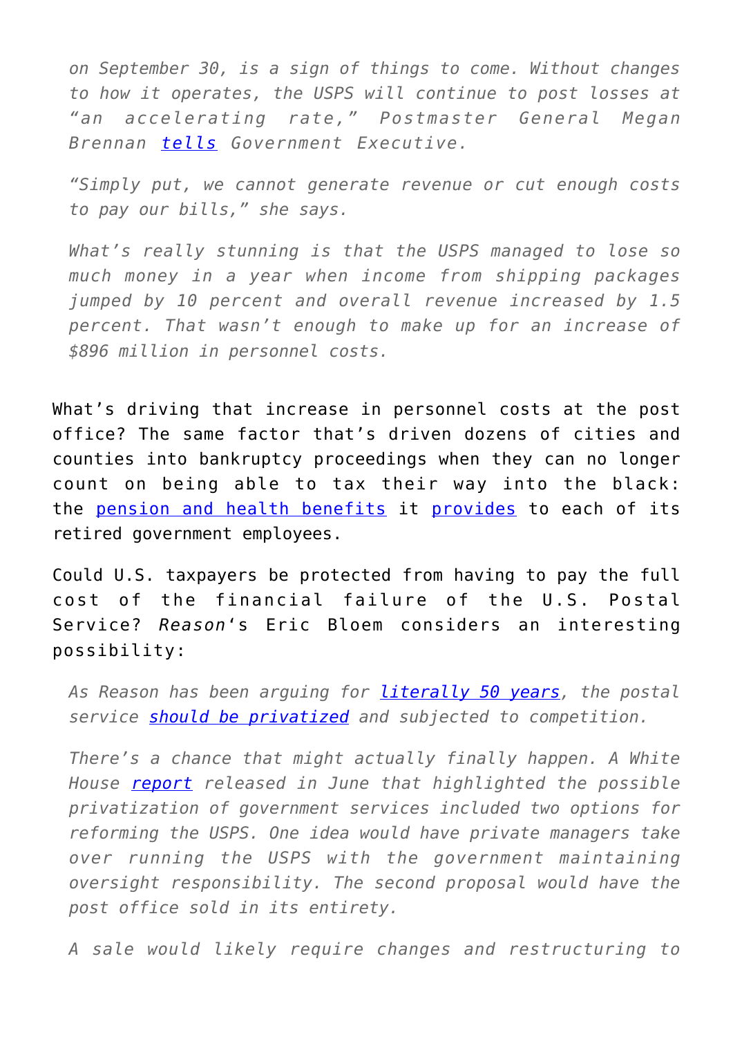> *on September 30, is a sign of things to come. Without changes to how it operates, the USPS will continue to post losses at "an accelerating rate," Postmaster General Megan Brennan [tells](#) Government Executive.*
>
> *"Simply put, we cannot generate revenue or cut enough costs to pay our bills," she says.*
>
> *What's really stunning is that the USPS managed to lose so much money in a year when income from shipping packages jumped by 10 percent and overall revenue increased by 1.5 percent. That wasn't enough to make up for an increase of $896 million in personnel costs.*

What's driving that increase in personnel costs at the post office? The same factor that's driven dozens of cities and counties into bankruptcy proceedings when they can no longer count on being able to tax their way into the black: the [pension and health benefits](#) it [provides](#) to each of its retired government employees.

Could U.S. taxpayers be protected from having to pay the full cost of the financial failure of the U.S. Postal Service? *Reason*'s Eric Bloem considers an interesting possibility:

> *As Reason has been arguing for [literally 50 years](#), the postal service [should be privatized](#) and subjected to competition.*
>
> *There's a chance that might actually finally happen. A White House [report](#) released in June that highlighted the possible privatization of government services included two options for reforming the USPS. One idea would have private managers take over running the USPS with the government maintaining oversight responsibility. The second proposal would have the post office sold in its entirety.*
>
> *A sale would likely require changes and restructuring to*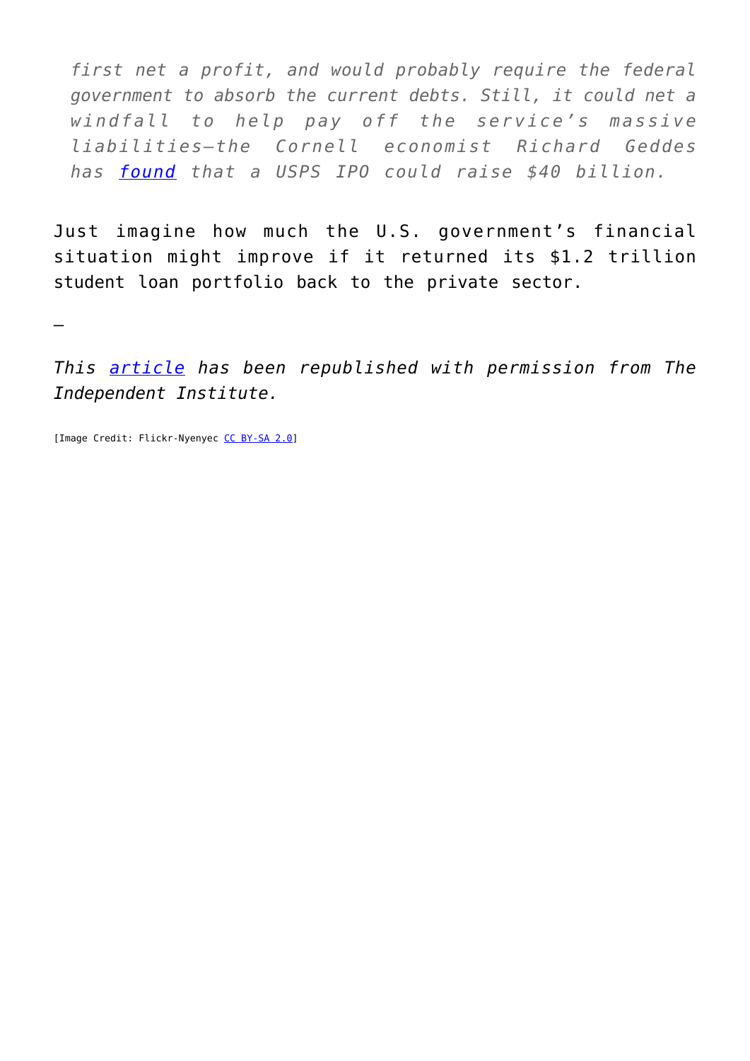> *first net a profit, and would probably require the federal government to absorb the current debts. Still, it could net a windfall to help pay off the service's massive liabilities—the Cornell economist Richard Geddes has found that a USPS IPO could raise $40 billion.*

Just imagine how much the U.S. government's financial situation might improve if it returned its $1.2 trillion student loan portfolio back to the private sector.

—

*This article has been republished with permission from The Independent Institute.*

[Image Credit: Flickr-Nyenyec CC BY-SA 2.0]